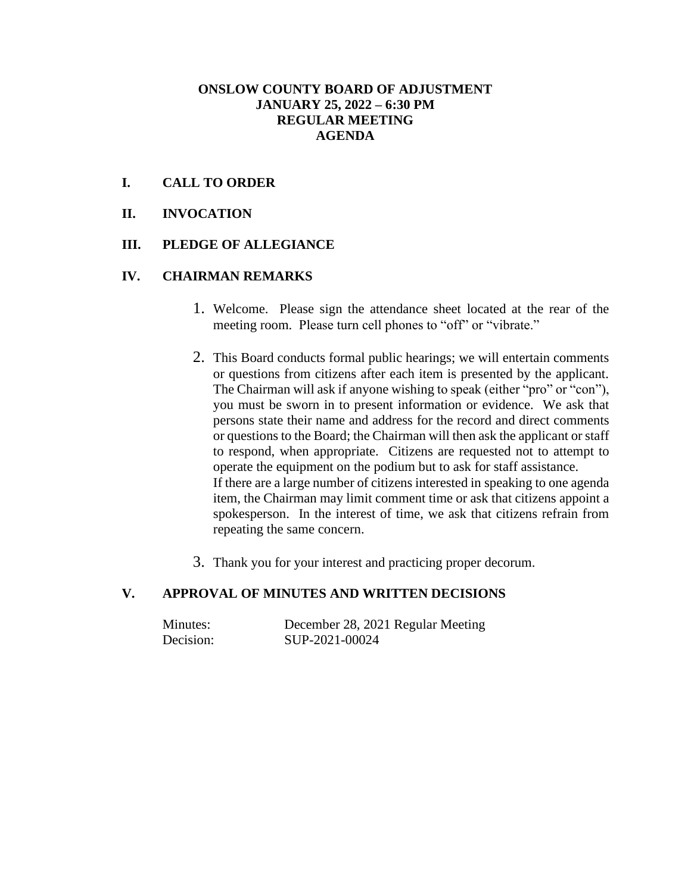# ONSLOW COUNTY BOARD OF ADJUSTMENT
## JANUARY 25, 2022 – 6:30 PM
## REGULAR MEETING
## AGENDA

## I. CALL TO ORDER

## II. INVOCATION

## III. PLEDGE OF ALLEGIANCE

## IV. CHAIRMAN REMARKS

1. Welcome. Please sign the attendance sheet located at the rear of the meeting room. Please turn cell phones to "off" or "vibrate."

2. This Board conducts formal public hearings; we will entertain comments or questions from citizens after each item is presented by the applicant. The Chairman will ask if anyone wishing to speak (either "pro" or "con"), you must be sworn in to present information or evidence. We ask that persons state their name and address for the record and direct comments or questions to the Board; the Chairman will then ask the applicant or staff to respond, when appropriate. Citizens are requested not to attempt to operate the equipment on the podium but to ask for staff assistance.
   If there are a large number of citizens interested in speaking to one agenda item, the Chairman may limit comment time or ask that citizens appoint a spokesperson. In the interest of time, we ask that citizens refrain from repeating the same concern.

3. Thank you for your interest and practicing proper decorum.

## V. APPROVAL OF MINUTES AND WRITTEN DECISIONS

Minutes: December 28, 2021 Regular Meeting
Decision: SUP-2021-00024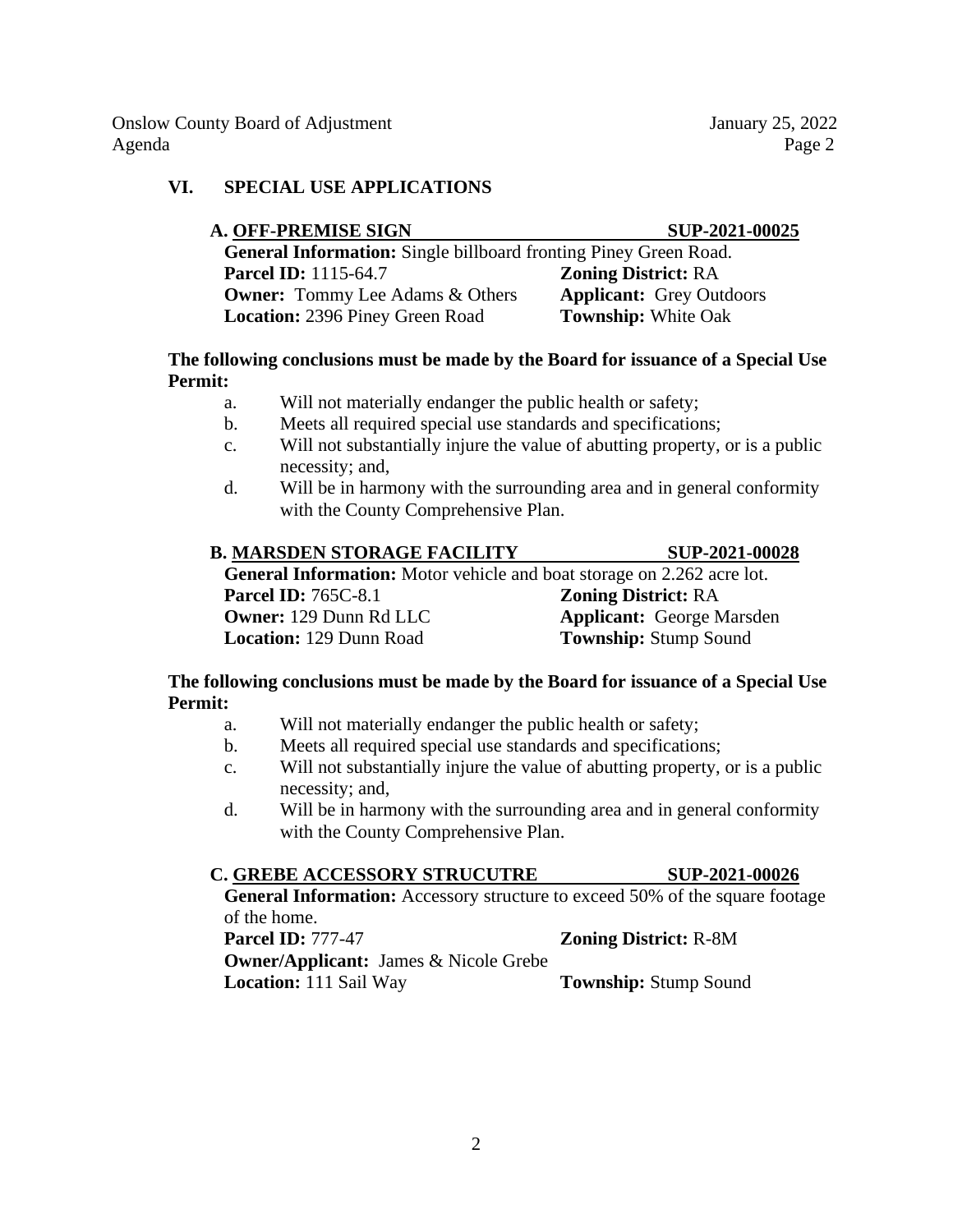## VI. SPECIAL USE APPLICATIONS

### A. OFF-PREMISE SIGN — SUP-2021-00025

**General Information:** Single billboard fronting Piney Green Road.
**Parcel ID:** 1115-64.7 **Zoning District:** RA
**Owner:** Tommy Lee Adams & Others **Applicant:** Grey Outdoors
**Location:** 2396 Piney Green Road **Township:** White Oak

**The following conclusions must be made by the Board for issuance of a Special Use Permit:**

a. Will not materially endanger the public health or safety;
b. Meets all required special use standards and specifications;
c. Will not substantially injure the value of abutting property, or is a public necessity; and,
d. Will be in harmony with the surrounding area and in general conformity with the County Comprehensive Plan.

### B. MARSDEN STORAGE FACILITY — SUP-2021-00028

**General Information:** Motor vehicle and boat storage on 2.262 acre lot.
**Parcel ID:** 765C-8.1 **Zoning District:** RA
**Owner:** 129 Dunn Rd LLC **Applicant:** George Marsden
**Location:** 129 Dunn Road **Township:** Stump Sound

**The following conclusions must be made by the Board for issuance of a Special Use Permit:**

a. Will not materially endanger the public health or safety;
b. Meets all required special use standards and specifications;
c. Will not substantially injure the value of abutting property, or is a public necessity; and,
d. Will be in harmony with the surrounding area and in general conformity with the County Comprehensive Plan.

### C. GREBE ACCESSORY STRUCUTRE — SUP-2021-00026

**General Information:** Accessory structure to exceed 50% of the square footage of the home.
**Parcel ID:** 777-47 **Zoning District:** R-8M
**Owner/Applicant:** James & Nicole Grebe
**Location:** 111 Sail Way **Township:** Stump Sound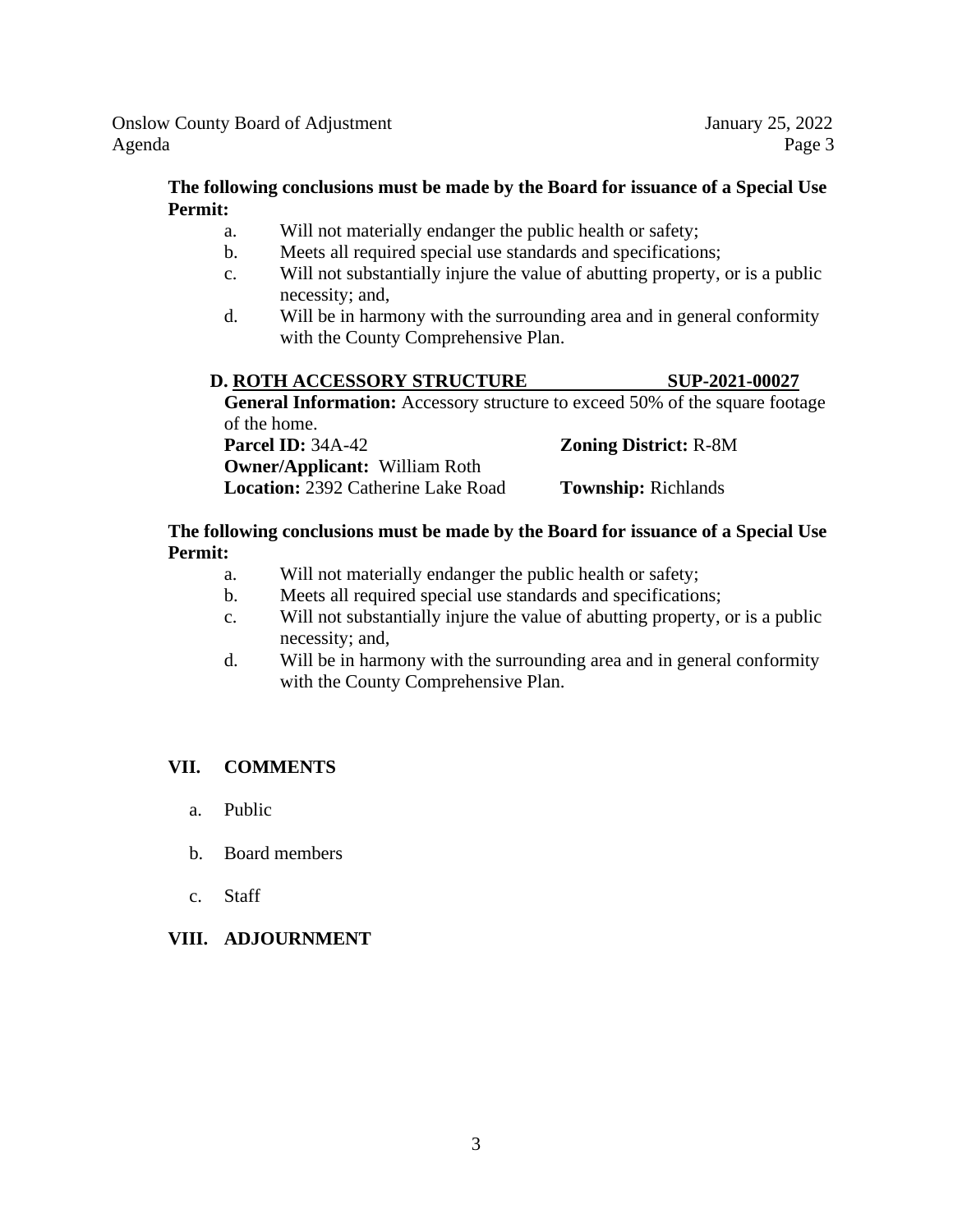**The following conclusions must be made by the Board for issuance of a Special Use Permit:**

a. Will not materially endanger the public health or safety;
b. Meets all required special use standards and specifications;
c. Will not substantially injure the value of abutting property, or is a public necessity; and,
d. Will be in harmony with the surrounding area and in general conformity with the County Comprehensive Plan.

**D. ROTH ACCESSORY STRUCTURE SUP-2021-00027**

**General Information:** Accessory structure to exceed 50% of the square footage of the home.

**Parcel ID:** 34A-42 **Zoning District:** R-8M
**Owner/Applicant:** William Roth
**Location:** 2392 Catherine Lake Road **Township:** Richlands

**The following conclusions must be made by the Board for issuance of a Special Use Permit:**

a. Will not materially endanger the public health or safety;
b. Meets all required special use standards and specifications;
c. Will not substantially injure the value of abutting property, or is a public necessity; and,
d. Will be in harmony with the surrounding area and in general conformity with the County Comprehensive Plan.

## VII. COMMENTS

a. Public

b. Board members

c. Staff

## VIII. ADJOURNMENT